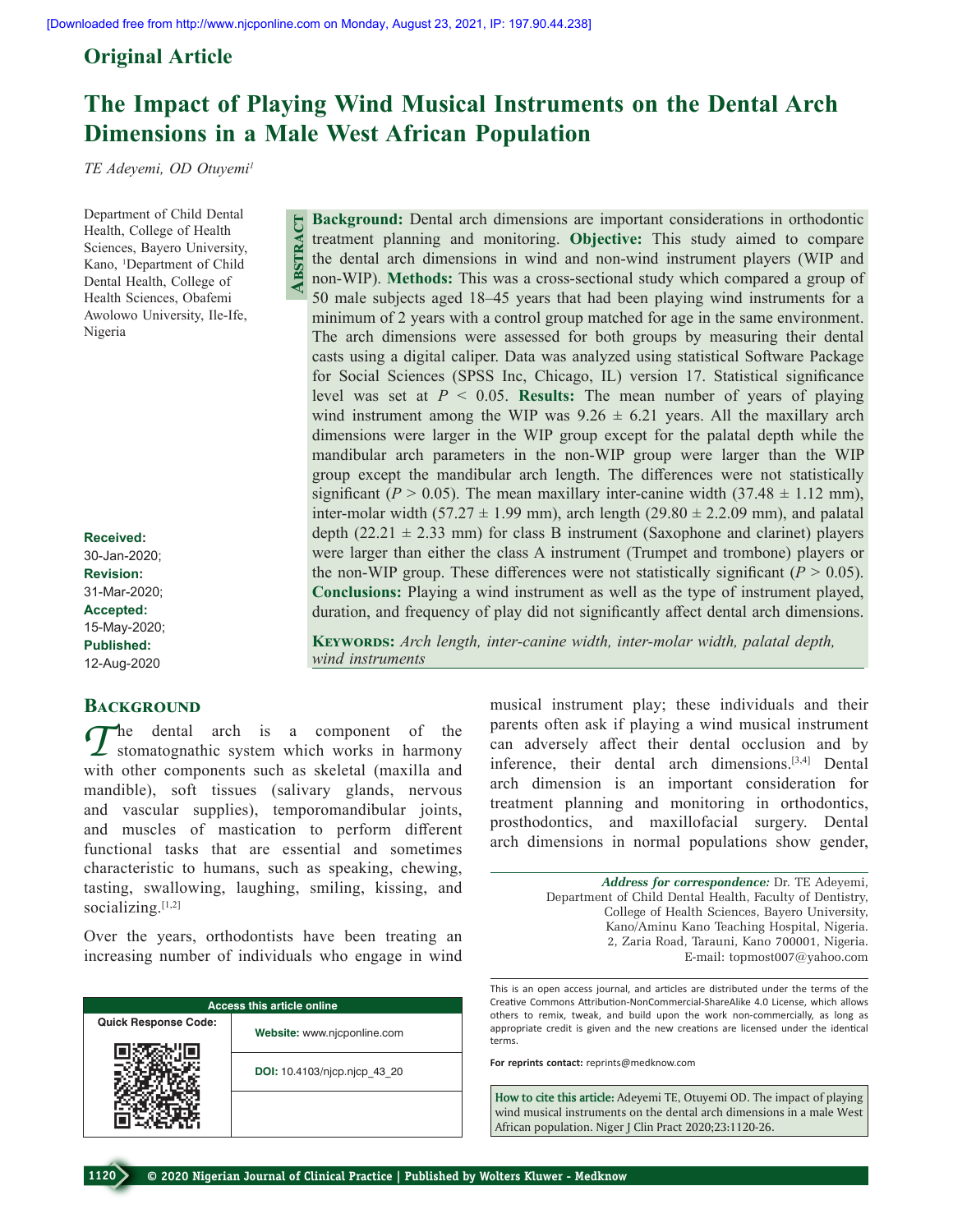Original Article

# The Impact of Playing Wind Musical Instruments on the Dental Arch Dimensions in a Male West African Population

*TE Adeyemi, OD Otuyemi[1]*

Department of Child Dental Health, College of Health Sciences, Bayero University, Kano, [1]Department of Child Dental Health, College of Health Sciences, Obafemi Awolowo University, Ile-Ife, Nigeria

**Received:** 30-Jan-2020; **Revision:** 31-Mar-2020; **Accepted:** 15-May-2020; **Published:** 12-Aug-2020

## Abstract

**Background:** Dental arch dimensions are important considerations in orthodontic treatment planning and monitoring. **Objective:** This study aimed to compare the dental arch dimensions in wind and non-wind instrument players (WIP and non-WIP). **Methods:** This was a cross-sectional study which compared a group of 50 male subjects aged 18–45 years that had been playing wind instruments for a minimum of 2 years with a control group matched for age in the same environment. The arch dimensions were assessed for both groups by measuring their dental casts using a digital caliper. Data was analyzed using statistical Software Package for Social Sciences (SPSS Inc, Chicago, IL) version 17. Statistical significance level was set at $P < 0.05$. **Results:** The mean number of years of playing wind instrument among the WIP was 9.26 ± 6.21 years. All the maxillary arch dimensions were larger in the WIP group except for the palatal depth while the mandibular arch parameters in the non-WIP group were larger than the WIP group except the mandibular arch length. The differences were not statistically significant ($P > 0.05$). The mean maxillary inter-canine width (37.48 ± 1.12 mm), inter-molar width (57.27 ± 1.99 mm), arch length (29.80 ± 2.2.09 mm), and palatal depth (22.21 ± 2.33 mm) for class B instrument (Saxophone and clarinet) players were larger than either the class A instrument (Trumpet and trombone) players or the non-WIP group. These differences were not statistically significant ($P > 0.05$). **Conclusions:** Playing a wind instrument as well as the type of instrument played, duration, and frequency of play did not significantly affect dental arch dimensions.

**Keywords:** *Arch length, inter-canine width, inter-molar width, palatal depth, wind instruments*

## Background

The dental arch is a component of the stomatognathic system which works in harmony with other components such as skeletal (maxilla and mandible), soft tissues (salivary glands, nervous and vascular supplies), temporomandibular joints, and muscles of mastication to perform different functional tasks that are essential and sometimes characteristic to humans, such as speaking, chewing, tasting, swallowing, laughing, smiling, kissing, and socializing.[1,2]

Over the years, orthodontists have been treating an increasing number of individuals who engage in wind musical instrument play; these individuals and their parents often ask if playing a wind musical instrument can adversely affect their dental occlusion and by inference, their dental arch dimensions.[3,4] Dental arch dimension is an important consideration for treatment planning and monitoring in orthodontics, prosthodontics, and maxillofacial surgery. Dental arch dimensions in normal populations show gender,

***Address for correspondence:*** Dr. TE Adeyemi, Department of Child Dental Health, Faculty of Dentistry, College of Health Sciences, Bayero University, Kano/Aminu Kano Teaching Hospital, Nigeria. 2, Zaria Road, Tarauni, Kano 700001, Nigeria. E-mail: topmost007@yahoo.com

| Access this article online | |
|---|---|
| Quick Response Code: | **Website:** www.njcponline.com |
| | **DOI:** 10.4103/njcp.njcp_43_20 |

This is an open access journal, and articles are distributed under the terms of the Creative Commons Attribution-NonCommercial-ShareAlike 4.0 License, which allows others to remix, tweak, and build upon the work non-commercially, as long as appropriate credit is given and the new creations are licensed under the identical terms.

**For reprints contact:** reprints@medknow.com

**How to cite this article:** Adeyemi TE, Otuyemi OD. The impact of playing wind musical instruments on the dental arch dimensions in a male West African population. Niger J Clin Pract 2020;23:1120-26.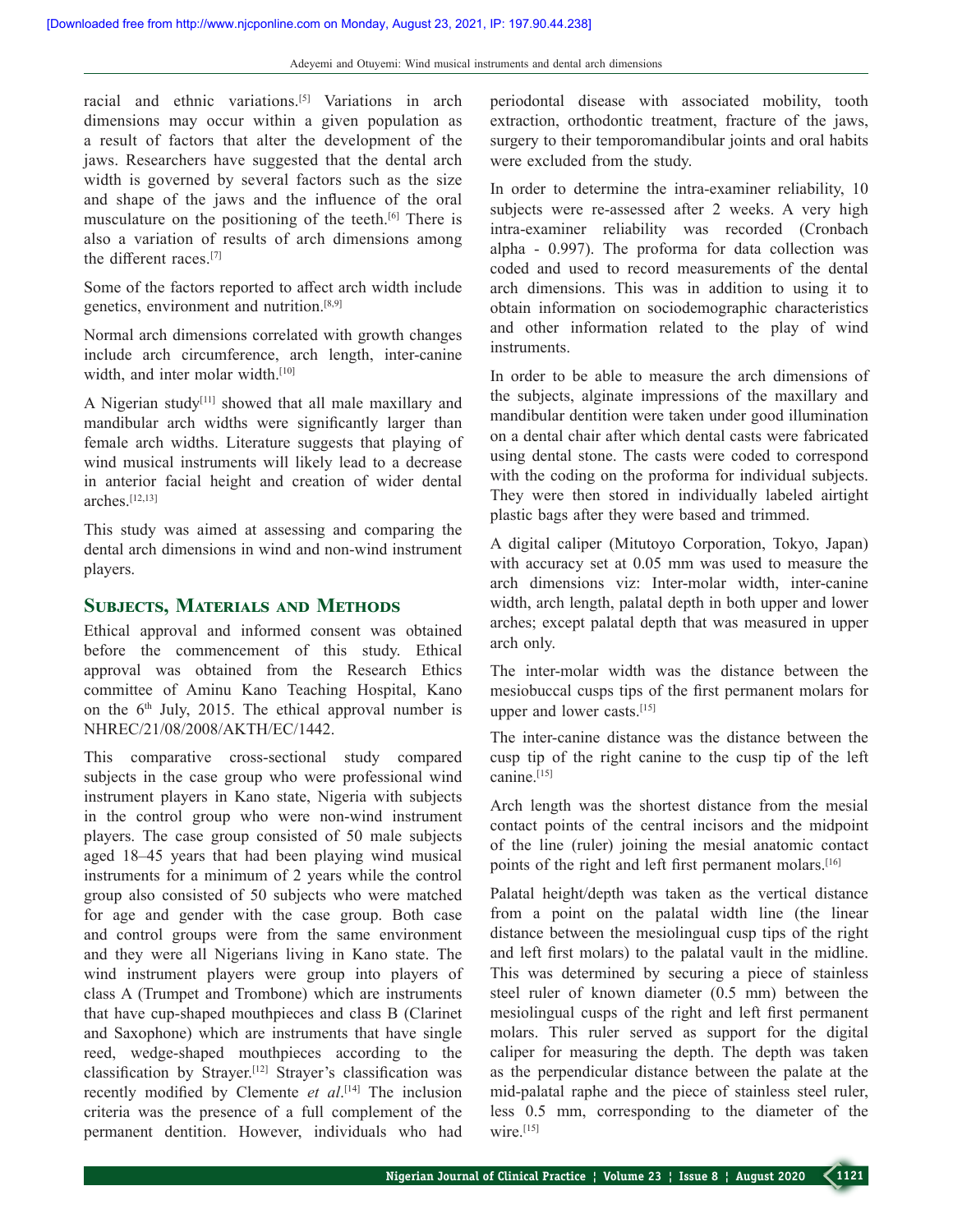racial and ethnic variations.[5] Variations in arch dimensions may occur within a given population as a result of factors that alter the development of the jaws. Researchers have suggested that the dental arch width is governed by several factors such as the size and shape of the jaws and the influence of the oral musculature on the positioning of the teeth.[6] There is also a variation of results of arch dimensions among the different races.[7]

Some of the factors reported to affect arch width include genetics, environment and nutrition.[8,9]

Normal arch dimensions correlated with growth changes include arch circumference, arch length, inter-canine width, and inter molar width.[10]

A Nigerian study[11] showed that all male maxillary and mandibular arch widths were significantly larger than female arch widths. Literature suggests that playing of wind musical instruments will likely lead to a decrease in anterior facial height and creation of wider dental arches.[12,13]

This study was aimed at assessing and comparing the dental arch dimensions in wind and non-wind instrument players.

## Subjects, Materials and Methods

Ethical approval and informed consent was obtained before the commencement of this study. Ethical approval was obtained from the Research Ethics committee of Aminu Kano Teaching Hospital, Kano on the 6th July, 2015. The ethical approval number is NHREC/21/08/2008/AKTH/EC/1442.

This comparative cross-sectional study compared subjects in the case group who were professional wind instrument players in Kano state, Nigeria with subjects in the control group who were non-wind instrument players. The case group consisted of 50 male subjects aged 18–45 years that had been playing wind musical instruments for a minimum of 2 years while the control group also consisted of 50 subjects who were matched for age and gender with the case group. Both case and control groups were from the same environment and they were all Nigerians living in Kano state. The wind instrument players were group into players of class A (Trumpet and Trombone) which are instruments that have cup-shaped mouthpieces and class B (Clarinet and Saxophone) which are instruments that have single reed, wedge-shaped mouthpieces according to the classification by Strayer.[12] Strayer's classification was recently modified by Clemente *et al*.[14] The inclusion criteria was the presence of a full complement of the permanent dentition. However, individuals who had periodontal disease with associated mobility, tooth extraction, orthodontic treatment, fracture of the jaws, surgery to their temporomandibular joints and oral habits were excluded from the study.

In order to determine the intra-examiner reliability, 10 subjects were re-assessed after 2 weeks. A very high intra-examiner reliability was recorded (Cronbach alpha - 0.997). The proforma for data collection was coded and used to record measurements of the dental arch dimensions. This was in addition to using it to obtain information on sociodemographic characteristics and other information related to the play of wind instruments.

In order to be able to measure the arch dimensions of the subjects, alginate impressions of the maxillary and mandibular dentition were taken under good illumination on a dental chair after which dental casts were fabricated using dental stone. The casts were coded to correspond with the coding on the proforma for individual subjects. They were then stored in individually labeled airtight plastic bags after they were based and trimmed.

A digital caliper (Mitutoyo Corporation, Tokyo, Japan) with accuracy set at 0.05 mm was used to measure the arch dimensions viz: Inter-molar width, inter-canine width, arch length, palatal depth in both upper and lower arches; except palatal depth that was measured in upper arch only.

The inter-molar width was the distance between the mesiobuccal cusps tips of the first permanent molars for upper and lower casts.[15]

The inter-canine distance was the distance between the cusp tip of the right canine to the cusp tip of the left canine.[15]

Arch length was the shortest distance from the mesial contact points of the central incisors and the midpoint of the line (ruler) joining the mesial anatomic contact points of the right and left first permanent molars.[16]

Palatal height/depth was taken as the vertical distance from a point on the palatal width line (the linear distance between the mesiolingual cusp tips of the right and left first molars) to the palatal vault in the midline. This was determined by securing a piece of stainless steel ruler of known diameter (0.5 mm) between the mesiolingual cusps of the right and left first permanent molars. This ruler served as support for the digital caliper for measuring the depth. The depth was taken as the perpendicular distance between the palate at the mid-palatal raphe and the piece of stainless steel ruler, less 0.5 mm, corresponding to the diameter of the wire.[15]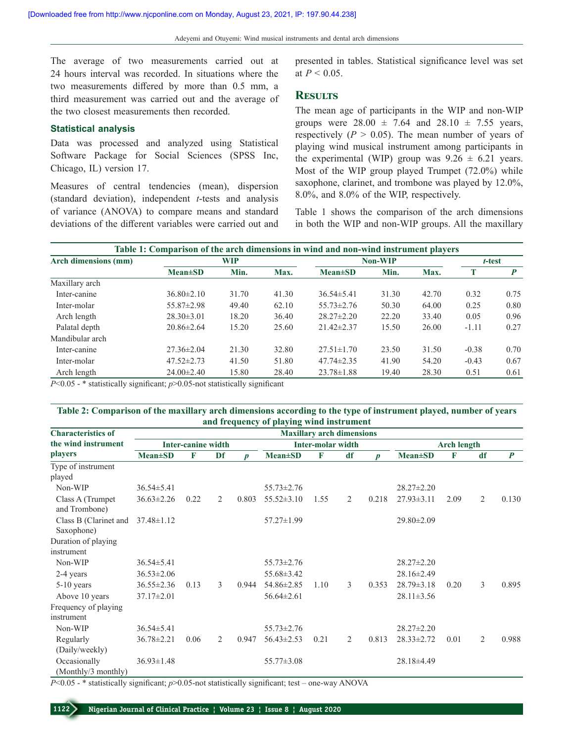The average of two measurements carried out at 24 hours interval was recorded. In situations where the two measurements differed by more than 0.5 mm, a third measurement was carried out and the average of the two closest measurements then recorded.

### Statistical analysis

Data was processed and analyzed using Statistical Software Package for Social Sciences (SPSS Inc, Chicago, IL) version 17.

Measures of central tendencies (mean), dispersion (standard deviation), independent *t*-tests and analysis of variance (ANOVA) to compare means and standard deviations of the different variables were carried out and presented in tables. Statistical significance level was set at $P < 0.05$.

## Results

The mean age of participants in the WIP and non-WIP groups were 28.00 ± 7.64 and 28.10 ± 7.55 years, respectively ($P > 0.05$). The mean number of years of playing wind musical instrument among participants in the experimental (WIP) group was 9.26 ± 6.21 years. Most of the WIP group played Trumpet (72.0%) while saxophone, clarinet, and trombone was played by 12.0%, 8.0%, and 8.0% of the WIP, respectively.

Table 1 shows the comparison of the arch dimensions in both the WIP and non-WIP groups. All the maxillary

**Table 1: Comparison of the arch dimensions in wind and non-wind instrument players**

| Arch dimensions (mm) | WIP | | | Non-WIP | | | *t*-test | |
|---|---|---|---|---|---|---|---|---|
| | Mean±SD | Min. | Max. | Mean±SD | Min. | Max. | T | *P* |
| Maxillary arch | | | | | | | | |
| Inter-canine | 36.80±2.10 | 31.70 | 41.30 | 36.54±5.41 | 31.30 | 42.70 | 0.32 | 0.75 |
| Inter-molar | 55.87±2.98 | 49.40 | 62.10 | 55.73±2.76 | 50.30 | 64.00 | 0.25 | 0.80 |
| Arch length | 28.30±3.01 | 18.20 | 36.40 | 28.27±2.20 | 22.20 | 33.40 | 0.05 | 0.96 |
| Palatal depth | 20.86±2.64 | 15.20 | 25.60 | 21.42±2.37 | 15.50 | 26.00 | -1.11 | 0.27 |
| Mandibular arch | | | | | | | | |
| Inter-canine | 27.36±2.04 | 21.30 | 32.80 | 27.51±1.70 | 23.50 | 31.50 | -0.38 | 0.70 |
| Inter-molar | 47.52±2.73 | 41.50 | 51.80 | 47.74±2.35 | 41.90 | 54.20 | -0.43 | 0.67 |
| Arch length | 24.00±2.40 | 15.80 | 28.40 | 23.78±1.88 | 19.40 | 28.30 | 0.51 | 0.61 |

$P<0.05$ - * statistically significant; $p>0.05$-not statistically significant

**Table 2: Comparison of the maxillary arch dimensions according to the type of instrument played, number of years and frequency of playing wind instrument**

| Characteristics of the wind instrument players | Maxillary arch dimensions | | | | | | | | | | | |
|---|---|---|---|---|---|---|---|---|---|---|---|---|
| | Inter-canine width | | | | Inter-molar width | | | | Arch length | | | |
| | Mean±SD | F | Df | *p* | Mean±SD | F | df | *p* | Mean±SD | F | df | *P* |
| Type of instrument played | | | | | | | | | | | | |
| Non-WIP | 36.54±5.41 | | | | 55.73±2.76 | | | | 28.27±2.20 | | | |
| Class A (Trumpet and Trombone) | 36.63±2.26 | 0.22 | 2 | 0.803 | 55.52±3.10 | 1.55 | 2 | 0.218 | 27.93±3.11 | 2.09 | 2 | 0.130 |
| Class B (Clarinet and Saxophone) | 37.48±1.12 | | | | 57.27±1.99 | | | | 29.80±2.09 | | | |
| Duration of playing instrument | | | | | | | | | | | | |
| Non-WIP | 36.54±5.41 | | | | 55.73±2.76 | | | | 28.27±2.20 | | | |
| 2-4 years | 36.53±2.06 | | | | 55.68±3.42 | | | | 28.16±2.49 | | | |
| 5-10 years | 36.55±2.36 | 0.13 | 3 | 0.944 | 54.86±2.85 | 1.10 | 3 | 0.353 | 28.79±3.18 | 0.20 | 3 | 0.895 |
| Above 10 years | 37.17±2.01 | | | | 56.64±2.61 | | | | 28.11±3.56 | | | |
| Frequency of playing instrument | | | | | | | | | | | | |
| Non-WIP | 36.54±5.41 | | | | 55.73±2.76 | | | | 28.27±2.20 | | | |
| Regularly (Daily/weekly) | 36.78±2.21 | 0.06 | 2 | 0.947 | 56.43±2.53 | 0.21 | 2 | 0.813 | 28.33±2.72 | 0.01 | 2 | 0.988 |
| Occasionally (Monthly/3 monthly) | 36.93±1.48 | | | | 55.77±3.08 | | | | 28.18±4.49 | | | |

$P<0.05$ - * statistically significant; $p>0.05$-not statistically significant; test – one-way ANOVA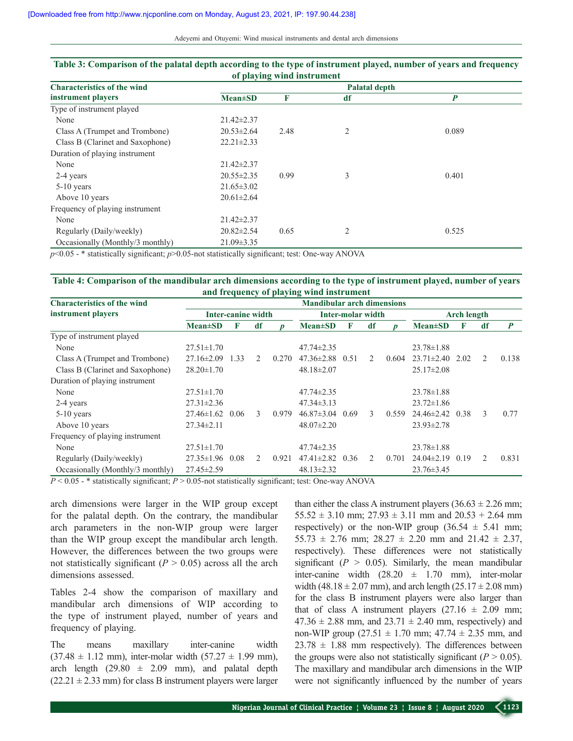**Table 3: Comparison of the palatal depth according to the type of instrument played, number of years and frequency of playing wind instrument**

| Characteristics of the wind instrument players | Palatal depth | | | |
|---|---|---|---|---|
| | Mean±SD | F | df | P |
| Type of instrument played | | | | |
| None | 21.42±2.37 | | | |
| Class A (Trumpet and Trombone) | 20.53±2.64 | 2.48 | 2 | 0.089 |
| Class B (Clarinet and Saxophone) | 22.21±2.33 | | | |
| Duration of playing instrument | | | | |
| None | 21.42±2.37 | | | |
| 2-4 years | 20.55±2.35 | 0.99 | 3 | 0.401 |
| 5-10 years | 21.65±3.02 | | | |
| Above 10 years | 20.61±2.64 | | | |
| Frequency of playing instrument | | | | |
| None | 21.42±2.37 | | | |
| Regularly (Daily/weekly) | 20.82±2.54 | 0.65 | 2 | 0.525 |
| Occasionally (Monthly/3 monthly) | 21.09±3.35 | | | |

$p<0.05$ - * statistically significant; $p>0.05$-not statistically significant; test: One-way ANOVA

**Table 4: Comparison of the mandibular arch dimensions according to the type of instrument played, number of years and frequency of playing wind instrument**

| Characteristics of the wind instrument players | Mandibular arch dimensions | | | | | | | | | | | |
|---|---|---|---|---|---|---|---|---|---|---|---|---|
| | Inter-canine width | | | | Inter-molar width | | | | Arch length | | | |
| | Mean±SD | F | df | p | Mean±SD | F | df | p | Mean±SD | F | df | P |
| Type of instrument played | | | | | | | | | | | | |
| None | 27.51±1.70 | | | | 47.74±2.35 | | | | 23.78±1.88 | | | |
| Class A (Trumpet and Trombone) | 27.16±2.09 | 1.33 | 2 | 0.270 | 47.36±2.88 | 0.51 | 2 | 0.604 | 23.71±2.40 | 2.02 | 2 | 0.138 |
| Class B (Clarinet and Saxophone) | 28.20±1.70 | | | | 48.18±2.07 | | | | 25.17±2.08 | | | |
| Duration of playing instrument | | | | | | | | | | | | |
| None | 27.51±1.70 | | | | 47.74±2.35 | | | | 23.78±1.88 | | | |
| 2-4 years | 27.31±2.36 | | | | 47.34±3.13 | | | | 23.72±1.86 | | | |
| 5-10 years | 27.46±1.62 | 0.06 | 3 | 0.979 | 46.87±3.04 | 0.69 | 3 | 0.559 | 24.46±2.42 | 0.38 | 3 | 0.77 |
| Above 10 years | 27.34±2.11 | | | | 48.07±2.20 | | | | 23.93±2.78 | | | |
| Frequency of playing instrument | | | | | | | | | | | | |
| None | 27.51±1.70 | | | | 47.74±2.35 | | | | 23.78±1.88 | | | |
| Regularly (Daily/weekly) | 27.35±1.96 | 0.08 | 2 | 0.921 | 47.41±2.82 | 0.36 | 2 | 0.701 | 24.04±2.19 | 0.19 | 2 | 0.831 |
| Occasionally (Monthly/3 monthly) | 27.45±2.59 | | | | 48.13±2.32 | | | | 23.76±3.45 | | | |

$P < 0.05$ - * statistically significant; $P > 0.05$-not statistically significant; test: One-way ANOVA

arch dimensions were larger in the WIP group except for the palatal depth. On the contrary, the mandibular arch parameters in the non-WIP group were larger than the WIP group except the mandibular arch length. However, the differences between the two groups were not statistically significant ($P > 0.05$) across all the arch dimensions assessed.

Tables 2-4 show the comparison of maxillary and mandibular arch dimensions of WIP according to the type of instrument played, number of years and frequency of playing.

The means maxillary inter-canine width (37.48 ± 1.12 mm), inter-molar width (57.27 ± 1.99 mm), arch length (29.80 ± 2.09 mm), and palatal depth (22.21 ± 2.33 mm) for class B instrument players were larger than either the class A instrument players (36.63 ± 2.26 mm; 55.52 ± 3.10 mm; 27.93 ± 3.11 mm and 20.53 + 2.64 mm respectively) or the non-WIP group (36.54 ± 5.41 mm; 55.73 ± 2.76 mm; 28.27 ± 2.20 mm and 21.42 ± 2.37, respectively). These differences were not statistically significant ($P > 0.05$). Similarly, the mean mandibular inter-canine width (28.20 ± 1.70 mm), inter-molar width (48.18 ± 2.07 mm), and arch length (25.17 ± 2.08 mm) for the class B instrument players were also larger than that of class A instrument players (27.16 ± 2.09 mm; 47.36 ± 2.88 mm, and 23.71 ± 2.40 mm, respectively) and non-WIP group (27.51 ± 1.70 mm; 47.74 ± 2.35 mm, and 23.78 ± 1.88 mm respectively). The differences between the groups were also not statistically significant ($P > 0.05$). The maxillary and mandibular arch dimensions in the WIP were not significantly influenced by the number of years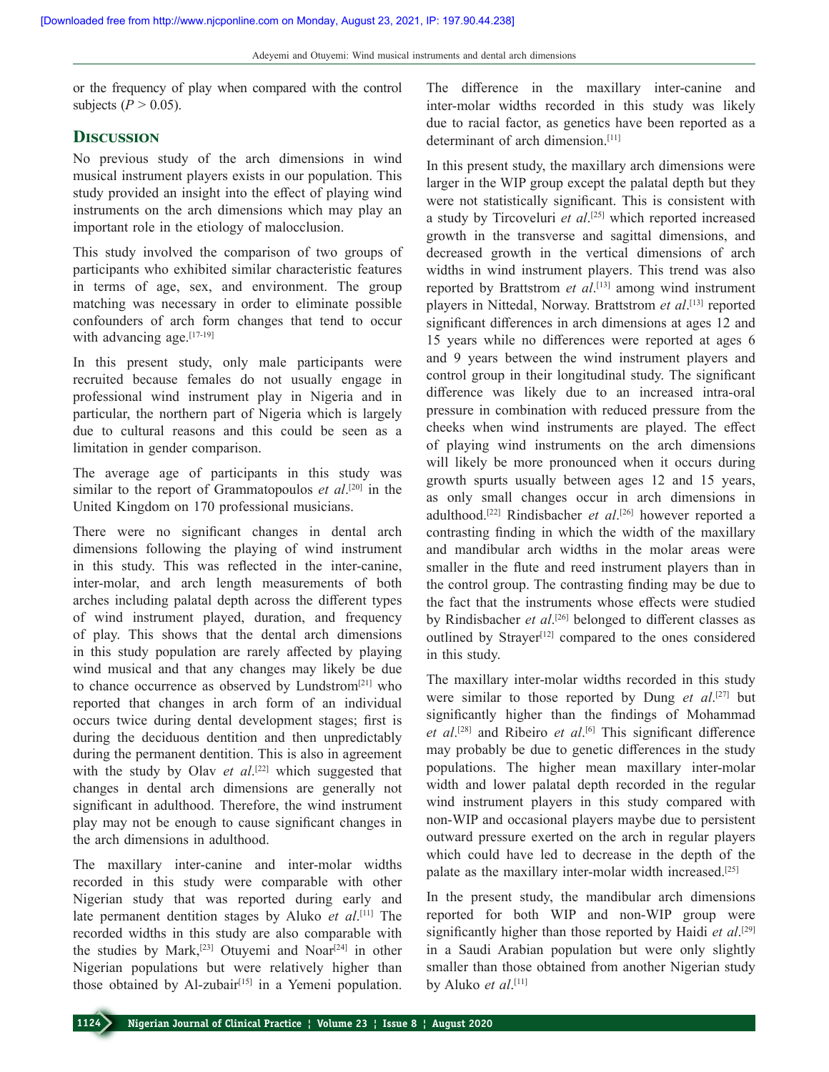or the frequency of play when compared with the control subjects ($P > 0.05$).

## Discussion

No previous study of the arch dimensions in wind musical instrument players exists in our population. This study provided an insight into the effect of playing wind instruments on the arch dimensions which may play an important role in the etiology of malocclusion.

This study involved the comparison of two groups of participants who exhibited similar characteristic features in terms of age, sex, and environment. The group matching was necessary in order to eliminate possible confounders of arch form changes that tend to occur with advancing age.[17-19]

In this present study, only male participants were recruited because females do not usually engage in professional wind instrument play in Nigeria and in particular, the northern part of Nigeria which is largely due to cultural reasons and this could be seen as a limitation in gender comparison.

The average age of participants in this study was similar to the report of Grammatopoulos *et al*.[20] in the United Kingdom on 170 professional musicians.

There were no significant changes in dental arch dimensions following the playing of wind instrument in this study. This was reflected in the inter-canine, inter-molar, and arch length measurements of both arches including palatal depth across the different types of wind instrument played, duration, and frequency of play. This shows that the dental arch dimensions in this study population are rarely affected by playing wind musical and that any changes may likely be due to chance occurrence as observed by Lundstrom[21] who reported that changes in arch form of an individual occurs twice during dental development stages; first is during the deciduous dentition and then unpredictably during the permanent dentition. This is also in agreement with the study by Olav *et al*.[22] which suggested that changes in dental arch dimensions are generally not significant in adulthood. Therefore, the wind instrument play may not be enough to cause significant changes in the arch dimensions in adulthood.

The maxillary inter-canine and inter-molar widths recorded in this study were comparable with other Nigerian study that was reported during early and late permanent dentition stages by Aluko *et al*.[11] The recorded widths in this study are also comparable with the studies by Mark,[23] Otuyemi and Noar[24] in other Nigerian populations but were relatively higher than those obtained by Al-zubair[15] in a Yemeni population. The difference in the maxillary inter-canine and inter-molar widths recorded in this study was likely due to racial factor, as genetics have been reported as a determinant of arch dimension.[11]

In this present study, the maxillary arch dimensions were larger in the WIP group except the palatal depth but they were not statistically significant. This is consistent with a study by Tircoveluri *et al*.[25] which reported increased growth in the transverse and sagittal dimensions, and decreased growth in the vertical dimensions of arch widths in wind instrument players. This trend was also reported by Brattstrom *et al*.[13] among wind instrument players in Nittedal, Norway. Brattstrom *et al*.[13] reported significant differences in arch dimensions at ages 12 and 15 years while no differences were reported at ages 6 and 9 years between the wind instrument players and control group in their longitudinal study. The significant difference was likely due to an increased intra-oral pressure in combination with reduced pressure from the cheeks when wind instruments are played. The effect of playing wind instruments on the arch dimensions will likely be more pronounced when it occurs during growth spurts usually between ages 12 and 15 years, as only small changes occur in arch dimensions in adulthood.[22] Rindisbacher *et al*.[26] however reported a contrasting finding in which the width of the maxillary and mandibular arch widths in the molar areas were smaller in the flute and reed instrument players than in the control group. The contrasting finding may be due to the fact that the instruments whose effects were studied by Rindisbacher *et al*.[26] belonged to different classes as outlined by Strayer[12] compared to the ones considered in this study.

The maxillary inter-molar widths recorded in this study were similar to those reported by Dung *et al*.[27] but significantly higher than the findings of Mohammad *et al*.[28] and Ribeiro *et al*.[6] This significant difference may probably be due to genetic differences in the study populations. The higher mean maxillary inter-molar width and lower palatal depth recorded in the regular wind instrument players in this study compared with non-WIP and occasional players maybe due to persistent outward pressure exerted on the arch in regular players which could have led to decrease in the depth of the palate as the maxillary inter-molar width increased.[25]

In the present study, the mandibular arch dimensions reported for both WIP and non-WIP group were significantly higher than those reported by Haidi *et al*.[29] in a Saudi Arabian population but were only slightly smaller than those obtained from another Nigerian study by Aluko *et al*.[11]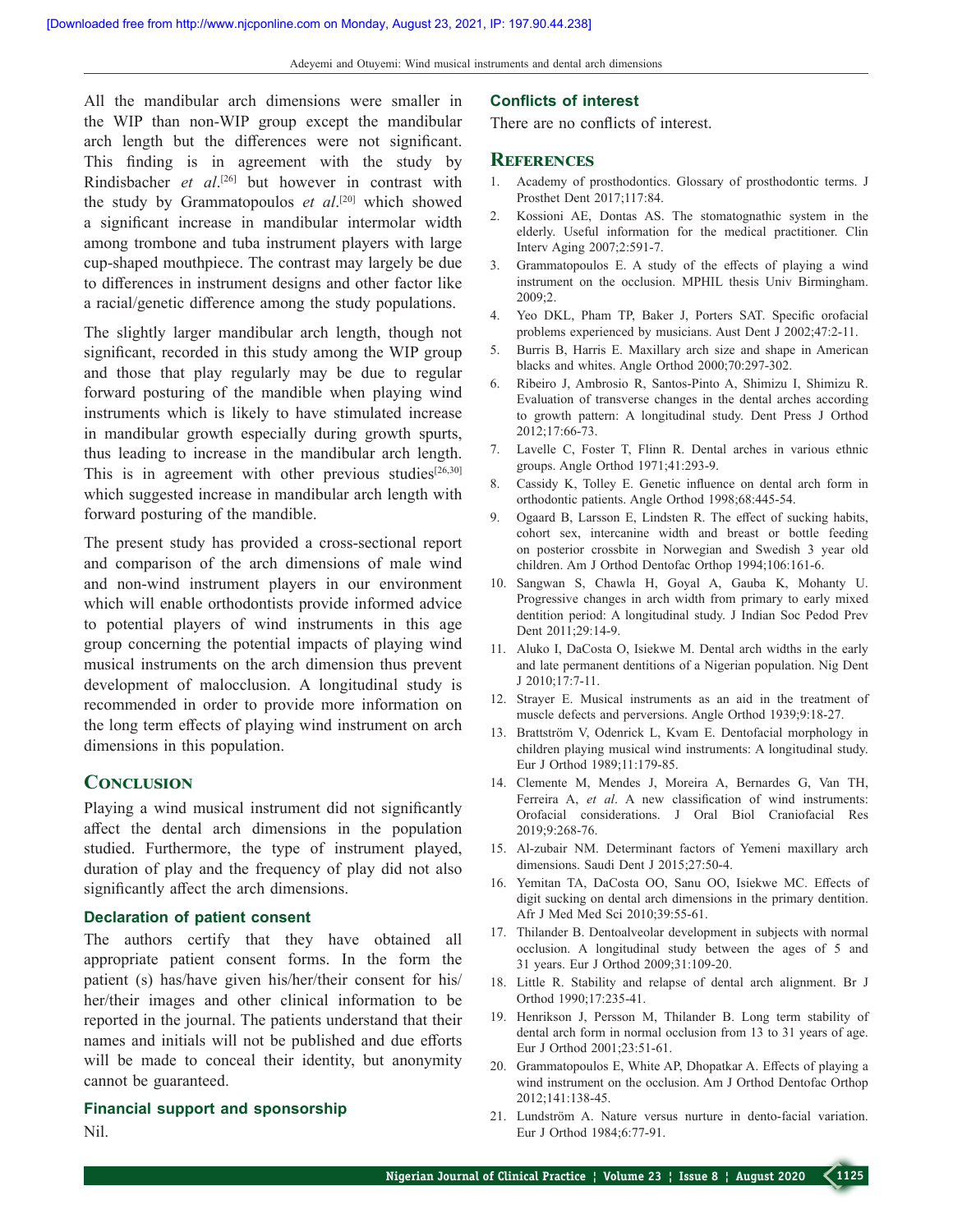All the mandibular arch dimensions were smaller in the WIP than non-WIP group except the mandibular arch length but the differences were not significant. This finding is in agreement with the study by Rindisbacher *et al*.[26] but however in contrast with the study by Grammatopoulos *et al*.[20] which showed a significant increase in mandibular intermolar width among trombone and tuba instrument players with large cup-shaped mouthpiece. The contrast may largely be due to differences in instrument designs and other factor like a racial/genetic difference among the study populations.

The slightly larger mandibular arch length, though not significant, recorded in this study among the WIP group and those that play regularly may be due to regular forward posturing of the mandible when playing wind instruments which is likely to have stimulated increase in mandibular growth especially during growth spurts, thus leading to increase in the mandibular arch length. This is in agreement with other previous studies[26,30] which suggested increase in mandibular arch length with forward posturing of the mandible.

The present study has provided a cross-sectional report and comparison of the arch dimensions of male wind and non-wind instrument players in our environment which will enable orthodontists provide informed advice to potential players of wind instruments in this age group concerning the potential impacts of playing wind musical instruments on the arch dimension thus prevent development of malocclusion. A longitudinal study is recommended in order to provide more information on the long term effects of playing wind instrument on arch dimensions in this population.

## Conclusion

Playing a wind musical instrument did not significantly affect the dental arch dimensions in the population studied. Furthermore, the type of instrument played, duration of play and the frequency of play did not also significantly affect the arch dimensions.

### Declaration of patient consent

The authors certify that they have obtained all appropriate patient consent forms. In the form the patient (s) has/have given his/her/their consent for his/her/their images and other clinical information to be reported in the journal. The patients understand that their names and initials will not be published and due efforts will be made to conceal their identity, but anonymity cannot be guaranteed.

### Financial support and sponsorship

Nil.

### Conflicts of interest

There are no conflicts of interest.

## References

1. Academy of prosthodontics. Glossary of prosthodontic terms. J Prosthet Dent 2017;117:84.
2. Kossioni AE, Dontas AS. The stomatognathic system in the elderly. Useful information for the medical practitioner. Clin Interv Aging 2007;2:591-7.
3. Grammatopoulos E. A study of the effects of playing a wind instrument on the occlusion. MPHIL thesis Univ Birmingham. 2009;2.
4. Yeo DKL, Pham TP, Baker J, Porters SAT. Specific orofacial problems experienced by musicians. Aust Dent J 2002;47:2-11.
5. Burris B, Harris E. Maxillary arch size and shape in American blacks and whites. Angle Orthod 2000;70:297-302.
6. Ribeiro J, Ambrosio R, Santos-Pinto A, Shimizu I, Shimizu R. Evaluation of transverse changes in the dental arches according to growth pattern: A longitudinal study. Dent Press J Orthod 2012;17:66-73.
7. Lavelle C, Foster T, Flinn R. Dental arches in various ethnic groups. Angle Orthod 1971;41:293-9.
8. Cassidy K, Tolley E. Genetic influence on dental arch form in orthodontic patients. Angle Orthod 1998;68:445-54.
9. Ogaard B, Larsson E, Lindsten R. The effect of sucking habits, cohort sex, intercanine width and breast or bottle feeding on posterior crossbite in Norwegian and Swedish 3 year old children. Am J Orthod Dentofac Orthop 1994;106:161-6.
10. Sangwan S, Chawla H, Goyal A, Gauba K, Mohanty U. Progressive changes in arch width from primary to early mixed dentition period: A longitudinal study. J Indian Soc Pedod Prev Dent 2011;29:14-9.
11. Aluko I, DaCosta O, Isiekwe M. Dental arch widths in the early and late permanent dentitions of a Nigerian population. Nig Dent J 2010;17:7-11.
12. Strayer E. Musical instruments as an aid in the treatment of muscle defects and perversions. Angle Orthod 1939;9:18-27.
13. Brattström V, Odenrick L, Kvam E. Dentofacial morphology in children playing musical wind instruments: A longitudinal study. Eur J Orthod 1989;11:179-85.
14. Clemente M, Mendes J, Moreira A, Bernardes G, Van TH, Ferreira A, *et al*. A new classification of wind instruments: Orofacial considerations. J Oral Biol Craniofacial Res 2019;9:268-76.
15. Al-zubair NM. Determinant factors of Yemeni maxillary arch dimensions. Saudi Dent J 2015;27:50-4.
16. Yemitan TA, DaCosta OO, Sanu OO, Isiekwe MC. Effects of digit sucking on dental arch dimensions in the primary dentition. Afr J Med Med Sci 2010;39:55-61.
17. Thilander B. Dentoalveolar development in subjects with normal occlusion. A longitudinal study between the ages of 5 and 31 years. Eur J Orthod 2009;31:109-20.
18. Little R. Stability and relapse of dental arch alignment. Br J Orthod 1990;17:235-41.
19. Henrikson J, Persson M, Thilander B. Long term stability of dental arch form in normal occlusion from 13 to 31 years of age. Eur J Orthod 2001;23:51-61.
20. Grammatopoulos E, White AP, Dhopatkar A. Effects of playing a wind instrument on the occlusion. Am J Orthod Dentofac Orthop 2012;141:138-45.
21. Lundström A. Nature versus nurture in dento-facial variation. Eur J Orthod 1984;6:77-91.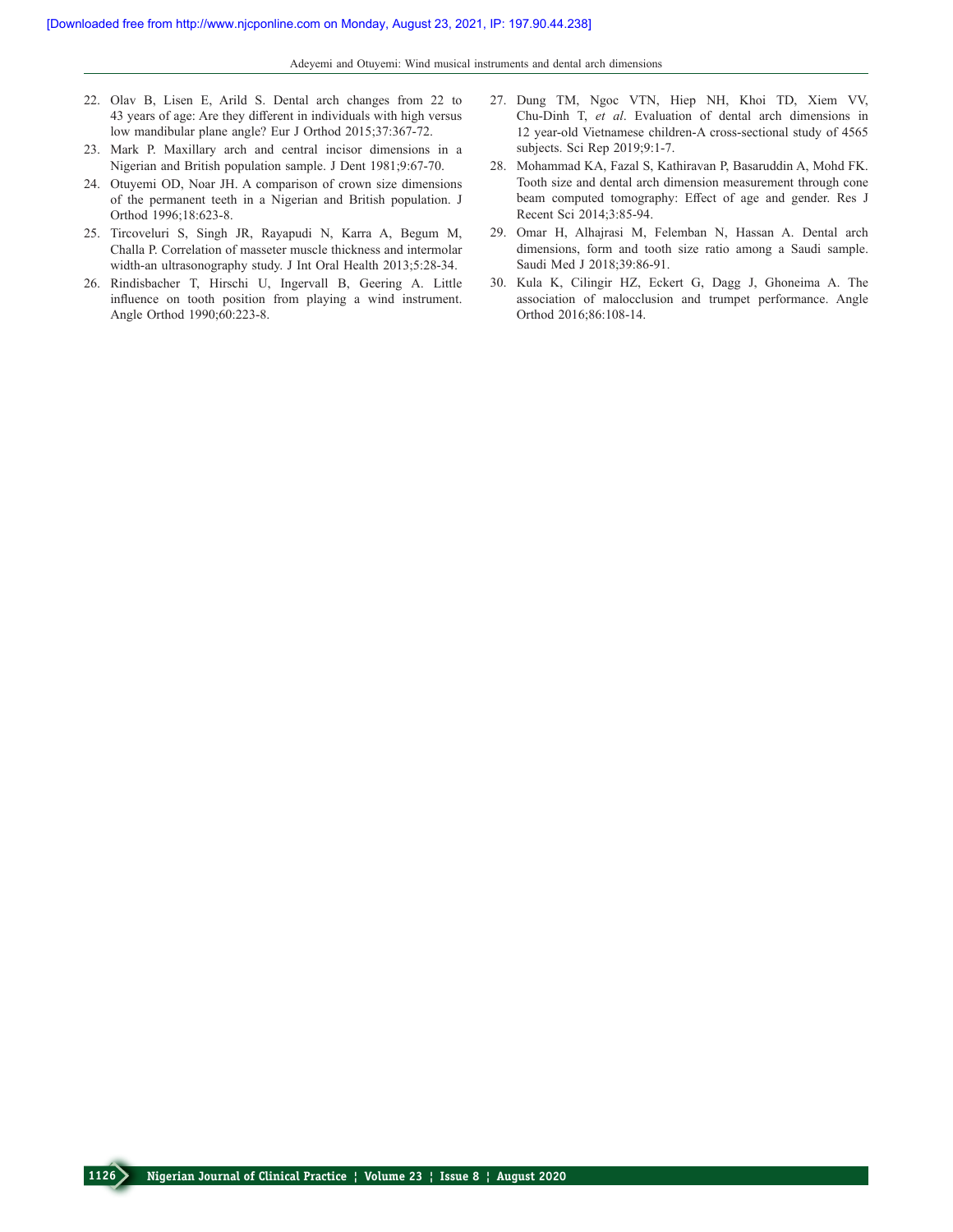22. Olav B, Lisen E, Arild S. Dental arch changes from 22 to 43 years of age: Are they different in individuals with high versus low mandibular plane angle? Eur J Orthod 2015;37:367-72.
23. Mark P. Maxillary arch and central incisor dimensions in a Nigerian and British population sample. J Dent 1981;9:67-70.
24. Otuyemi OD, Noar JH. A comparison of crown size dimensions of the permanent teeth in a Nigerian and British population. J Orthod 1996;18:623-8.
25. Tircoveluri S, Singh JR, Rayapudi N, Karra A, Begum M, Challa P. Correlation of masseter muscle thickness and intermolar width-an ultrasonography study. J Int Oral Health 2013;5:28-34.
26. Rindisbacher T, Hirschi U, Ingervall B, Geering A. Little influence on tooth position from playing a wind instrument. Angle Orthod 1990;60:223-8.
27. Dung TM, Ngoc VTN, Hiep NH, Khoi TD, Xiem VV, Chu-Dinh T, *et al*. Evaluation of dental arch dimensions in 12 year-old Vietnamese children-A cross-sectional study of 4565 subjects. Sci Rep 2019;9:1-7.
28. Mohammad KA, Fazal S, Kathiravan P, Basaruddin A, Mohd FK. Tooth size and dental arch dimension measurement through cone beam computed tomography: Effect of age and gender. Res J Recent Sci 2014;3:85-94.
29. Omar H, Alhajrasi M, Felemban N, Hassan A. Dental arch dimensions, form and tooth size ratio among a Saudi sample. Saudi Med J 2018;39:86-91.
30. Kula K, Cilingir HZ, Eckert G, Dagg J, Ghoneima A. The association of malocclusion and trumpet performance. Angle Orthod 2016;86:108-14.